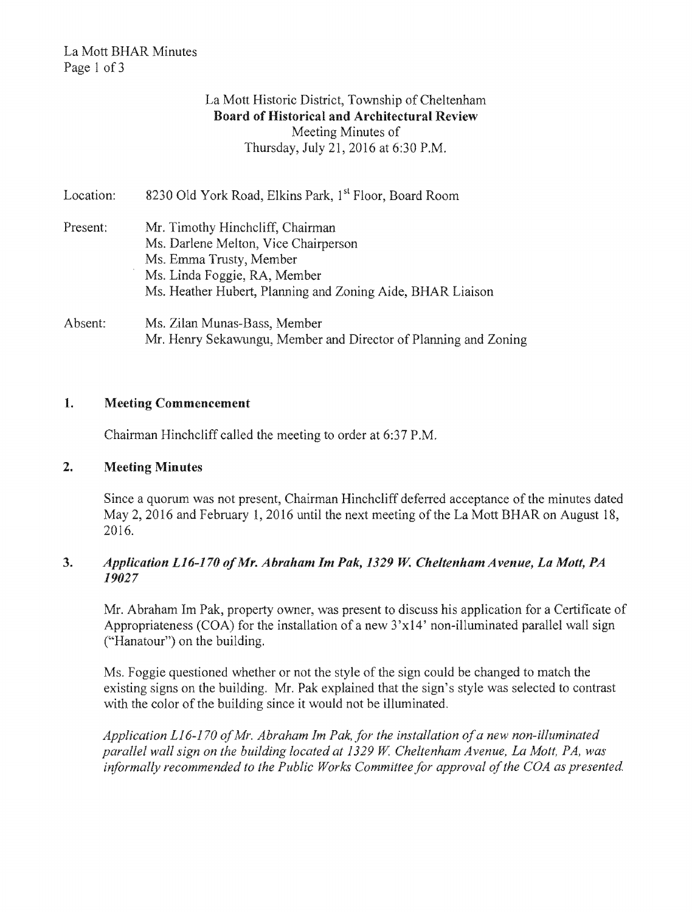La Mott Historic District, Township of Cheltenham
**Board of Historical and Architectural Review**
Meeting Minutes of
Thursday, July 21, 2016 at 6:30 P.M.

Location: 8230 Old York Road, Elkins Park, 1st Floor, Board Room

Present: Mr. Timothy Hinchcliff, Chairman
Ms. Darlene Melton, Vice Chairperson
Ms. Emma Trusty, Member
Ms. Linda Foggie, RA, Member
Ms. Heather Hubert, Planning and Zoning Aide, BHAR Liaison

Absent: Ms. Zilan Munas-Bass, Member
Mr. Henry Sekawungu, Member and Director of Planning and Zoning

## 1. Meeting Commencement

Chairman Hinchcliff called the meeting to order at 6:37 P.M.

## 2. Meeting Minutes

Since a quorum was not present, Chairman Hinchcliff deferred acceptance of the minutes dated May 2, 2016 and February 1, 2016 until the next meeting of the La Mott BHAR on August 18, 2016.

## 3. *Application L16-170 of Mr. Abraham Im Pak, 1329 W. Cheltenham Avenue, La Mott, PA 19027*

Mr. Abraham Im Pak, property owner, was present to discuss his application for a Certificate of Appropriateness (COA) for the installation of a new 3'x14' non-illuminated parallel wall sign ("Hanatour") on the building.

Ms. Foggie questioned whether or not the style of the sign could be changed to match the existing signs on the building. Mr. Pak explained that the sign's style was selected to contrast with the color of the building since it would not be illuminated.

*Application L16-170 of Mr. Abraham Im Pak, for the installation of a new non-illuminated parallel wall sign on the building located at 1329 W. Cheltenham Avenue, La Mott, PA, was informally recommended to the Public Works Committee for approval of the COA as presented.*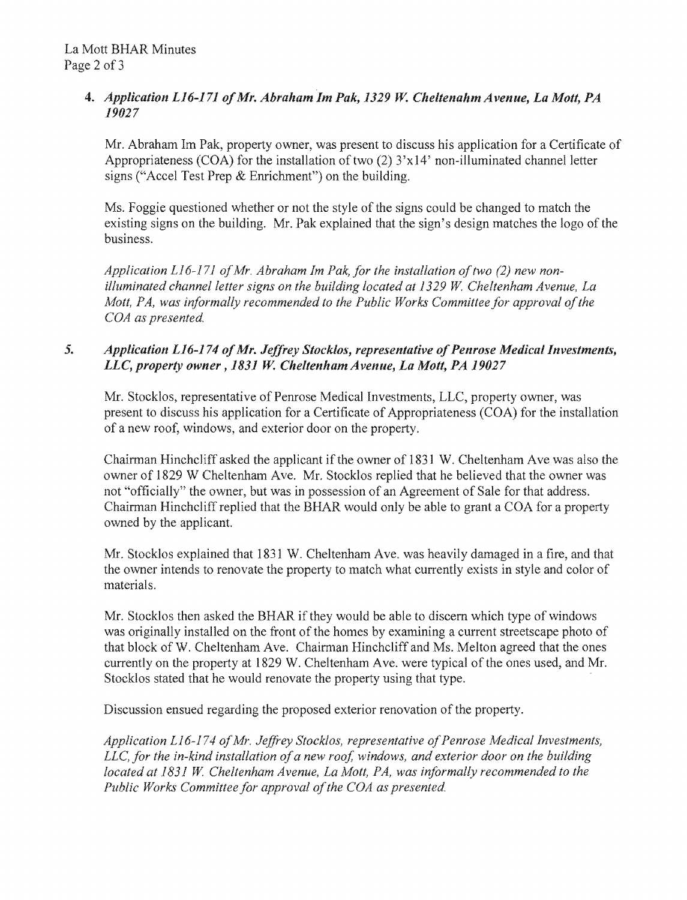4. ***Application L16-171 of Mr. Abraham Im Pak, 1329 W. Cheltenahm Avenue, La Mott, PA 19027***

   Mr. Abraham Im Pak, property owner, was present to discuss his application for a Certificate of Appropriateness (COA) for the installation of two (2) 3'x14' non-illuminated channel letter signs ("Accel Test Prep & Enrichment") on the building.

   Ms. Foggie questioned whether or not the style of the signs could be changed to match the existing signs on the building. Mr. Pak explained that the sign's design matches the logo of the business.

   *Application L16-171 of Mr. Abraham Im Pak, for the installation of two (2) new non-illuminated channel letter signs on the building located at 1329 W. Cheltenham Avenue, La Mott, PA, was informally recommended to the Public Works Committee for approval of the COA as presented.*

5. ***Application L16-174 of Mr. Jeffrey Stocklos, representative of Penrose Medical Investments, LLC, property owner, 1831 W. Cheltenham Avenue, La Mott, PA 19027***

   Mr. Stocklos, representative of Penrose Medical Investments, LLC, property owner, was present to discuss his application for a Certificate of Appropriateness (COA) for the installation of a new roof, windows, and exterior door on the property.

   Chairman Hinchcliff asked the applicant if the owner of 1831 W. Cheltenham Ave was also the owner of 1829 W Cheltenham Ave. Mr. Stocklos replied that he believed that the owner was not "officially" the owner, but was in possession of an Agreement of Sale for that address. Chairman Hinchcliff replied that the BHAR would only be able to grant a COA for a property owned by the applicant.

   Mr. Stocklos explained that 1831 W. Cheltenham Ave. was heavily damaged in a fire, and that the owner intends to renovate the property to match what currently exists in style and color of materials.

   Mr. Stocklos then asked the BHAR if they would be able to discern which type of windows was originally installed on the front of the homes by examining a current streetscape photo of that block of W. Cheltenham Ave. Chairman Hinchcliff and Ms. Melton agreed that the ones currently on the property at 1829 W. Cheltenham Ave. were typical of the ones used, and Mr. Stocklos stated that he would renovate the property using that type.

   Discussion ensued regarding the proposed exterior renovation of the property.

   *Application L16-174 of Mr. Jeffrey Stocklos, representative of Penrose Medical Investments, LLC, for the in-kind installation of a new roof, windows, and exterior door on the building located at 1831 W. Cheltenham Avenue, La Mott, PA, was informally recommended to the Public Works Committee for approval of the COA as presented.*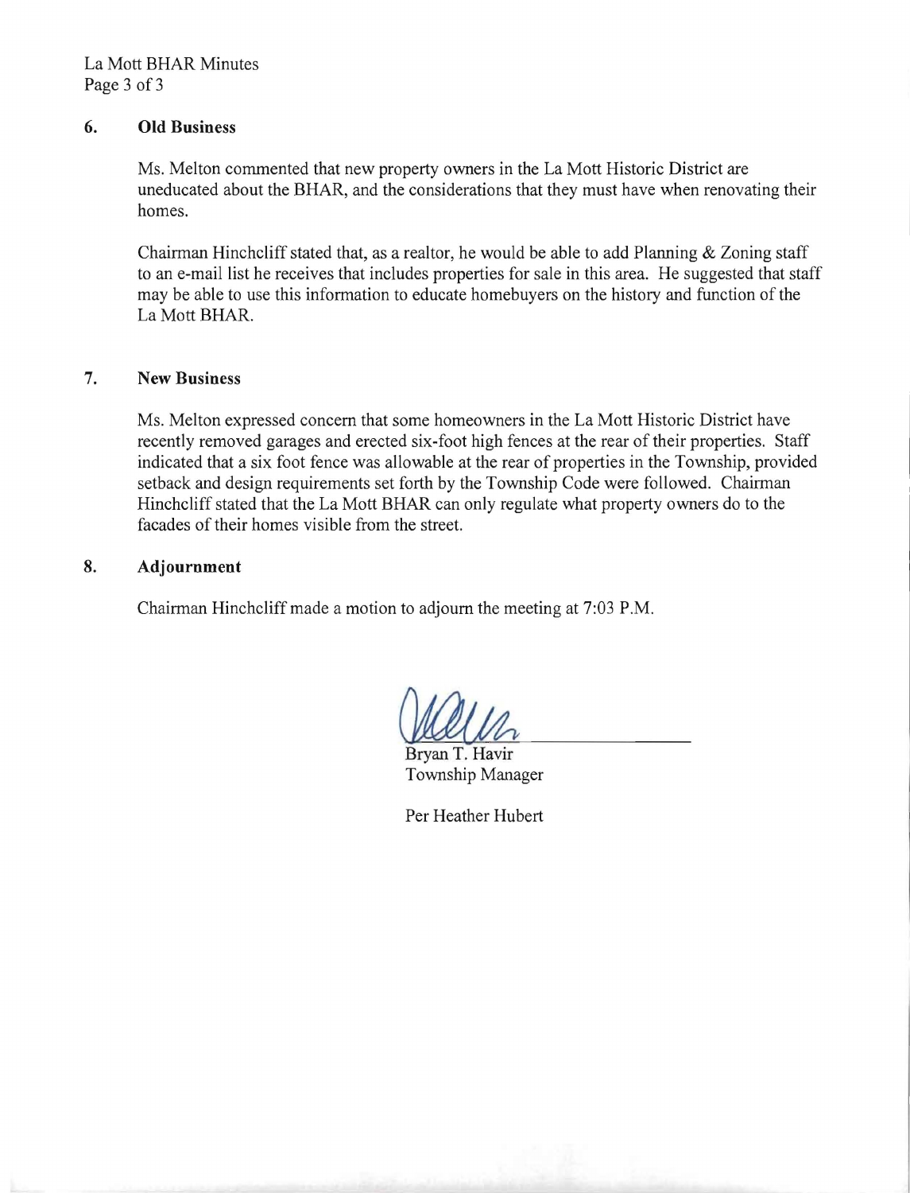## 6. Old Business

Ms. Melton commented that new property owners in the La Mott Historic District are uneducated about the BHAR, and the considerations that they must have when renovating their homes.

Chairman Hinchcliff stated that, as a realtor, he would be able to add Planning & Zoning staff to an e-mail list he receives that includes properties for sale in this area. He suggested that staff may be able to use this information to educate homebuyers on the history and function of the La Mott BHAR.

## 7. New Business

Ms. Melton expressed concern that some homeowners in the La Mott Historic District have recently removed garages and erected six-foot high fences at the rear of their properties. Staff indicated that a six foot fence was allowable at the rear of properties in the Township, provided setback and design requirements set forth by the Township Code were followed. Chairman Hinchcliff stated that the La Mott BHAR can only regulate what property owners do to the facades of their homes visible from the street.

## 8. Adjournment

Chairman Hinchcliff made a motion to adjourn the meeting at 7:03 P.M.

Bryan T. Havir
Township Manager

Per Heather Hubert